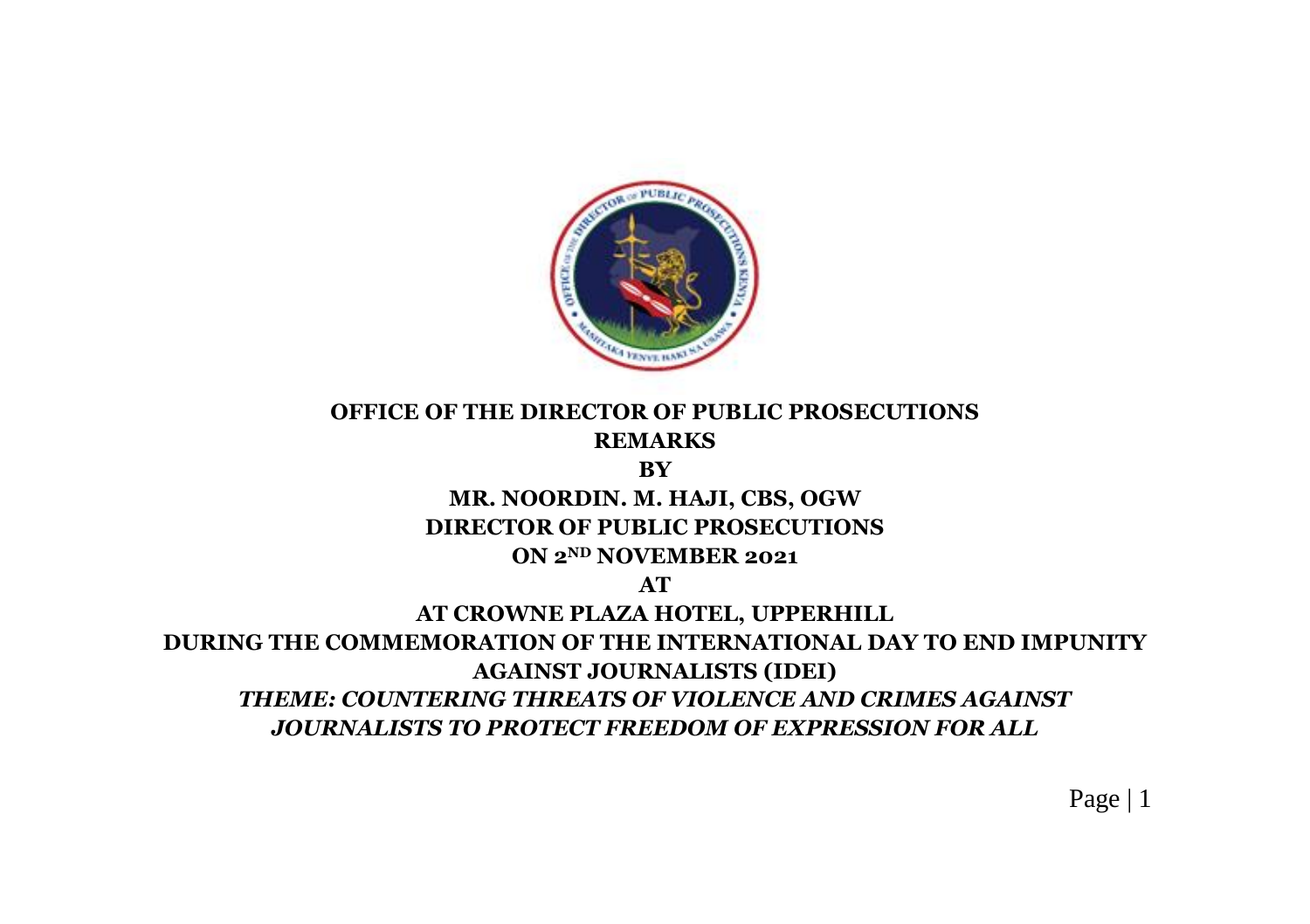**OFFICE OF THE DIRECTOR OF PUBLIC PROSECUTIONS**

**REMARKS**

**BY**

**MR. NOORDIN. M. HAJI, CBS, OGW**

**DIRECTOR OF PUBLIC PROSECUTIONS**

**ON 2ND NOVEMBER 2021**

**AT**

**AT CROWNE PLAZA HOTEL, UPPERHILL**

**DURING THE COMMEMORATION OF THE INTERNATIONAL DAY TO END IMPUNITY AGAINST JOURNALISTS (IDEI)**

***THEME: COUNTERING THREATS OF VIOLENCE AND CRIMES AGAINST JOURNALISTS TO PROTECT FREEDOM OF EXPRESSION FOR ALL***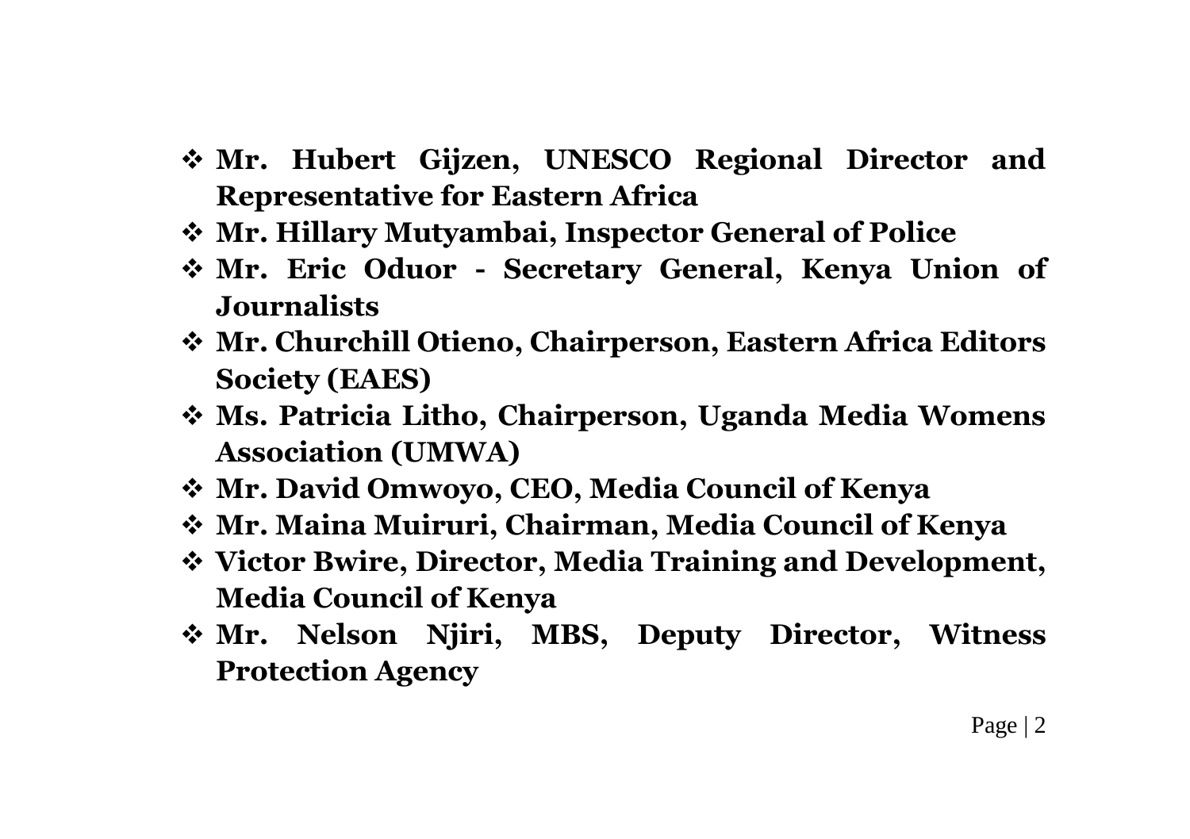- **Mr. Hubert Gijzen, UNESCO Regional Director and Representative for Eastern Africa**
- **Mr. Hillary Mutyambai, Inspector General of Police**
- **Mr. Eric Oduor - Secretary General, Kenya Union of Journalists**
- **Mr. Churchill Otieno, Chairperson, Eastern Africa Editors Society (EAES)**
- **Ms. Patricia Litho, Chairperson, Uganda Media Womens Association (UMWA)**
- **Mr. David Omwoyo, CEO, Media Council of Kenya**
- **Mr. Maina Muiruri, Chairman, Media Council of Kenya**
- **Victor Bwire, Director, Media Training and Development, Media Council of Kenya**
- **Mr. Nelson Njiri, MBS, Deputy Director, Witness Protection Agency**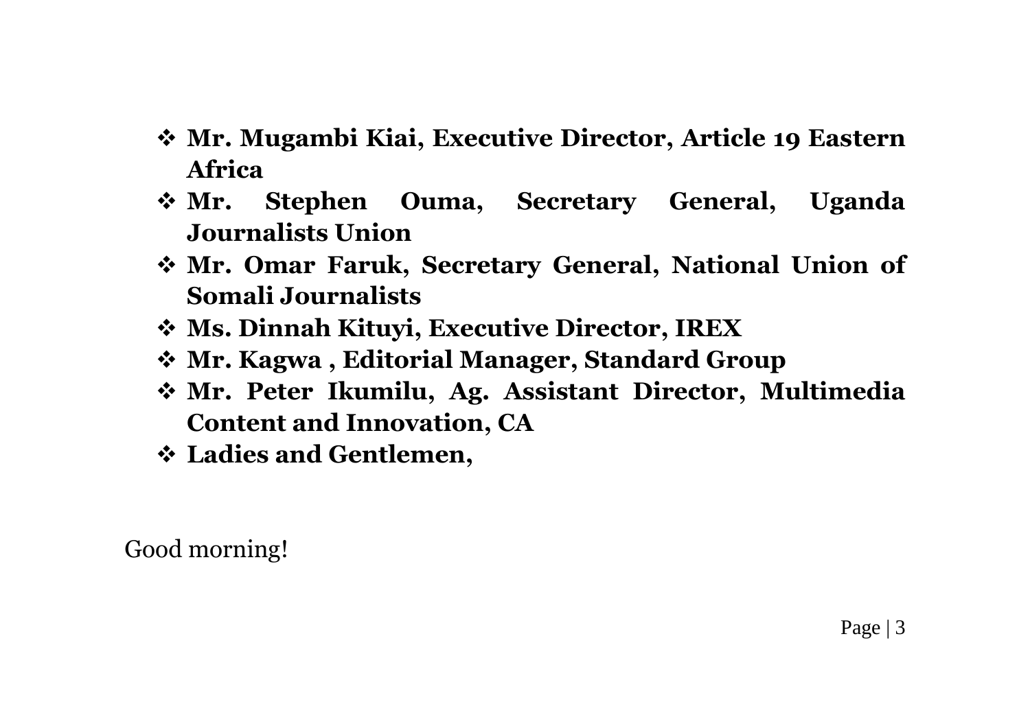- **Mr. Mugambi Kiai, Executive Director, Article 19 Eastern Africa**
- **Mr. Stephen Ouma, Secretary General, Uganda Journalists Union**
- **Mr. Omar Faruk, Secretary General, National Union of Somali Journalists**
- **Ms. Dinnah Kituyi, Executive Director, IREX**
- **Mr. Kagwa , Editorial Manager, Standard Group**
- **Mr. Peter Ikumilu, Ag. Assistant Director, Multimedia Content and Innovation, CA**
- **Ladies and Gentlemen,**

Good morning!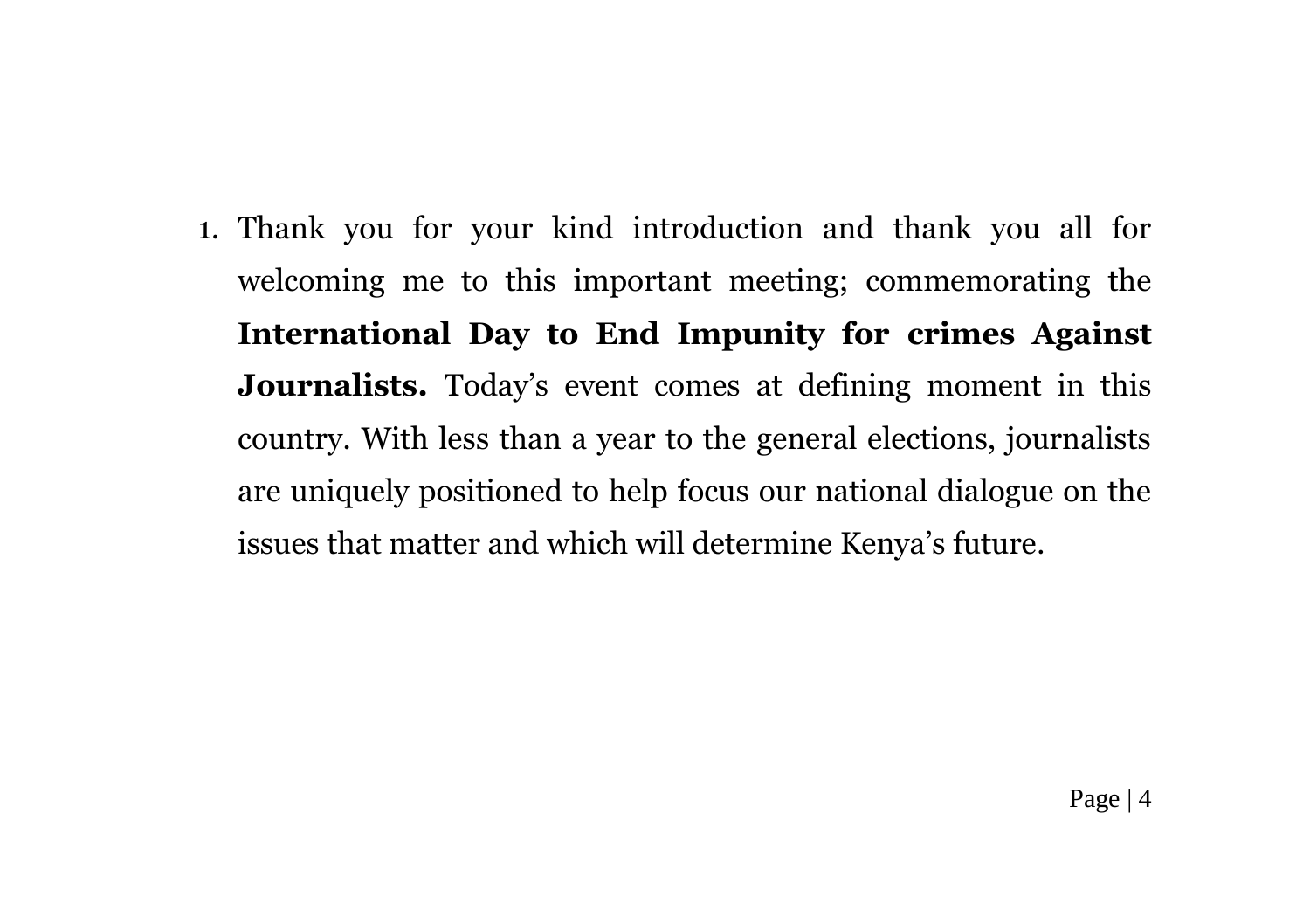1. Thank you for your kind introduction and thank you all for welcoming me to this important meeting; commemorating the **International Day to End Impunity for crimes Against Journalists.** Today's event comes at defining moment in this country. With less than a year to the general elections, journalists are uniquely positioned to help focus our national dialogue on the issues that matter and which will determine Kenya's future.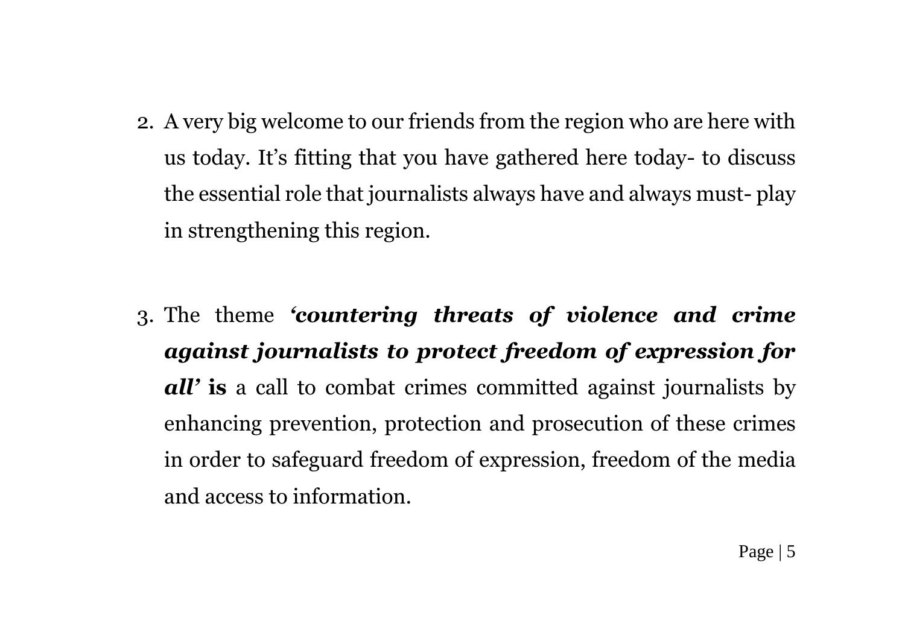2. A very big welcome to our friends from the region who are here with us today. It’s fitting that you have gathered here today- to discuss the essential role that journalists always have and always must- play in strengthening this region.

3. The theme ***‘countering threats of violence and crime against journalists to protect freedom of expression for all’*** **is** a call to combat crimes committed against journalists by enhancing prevention, protection and prosecution of these crimes in order to safeguard freedom of expression, freedom of the media and access to information.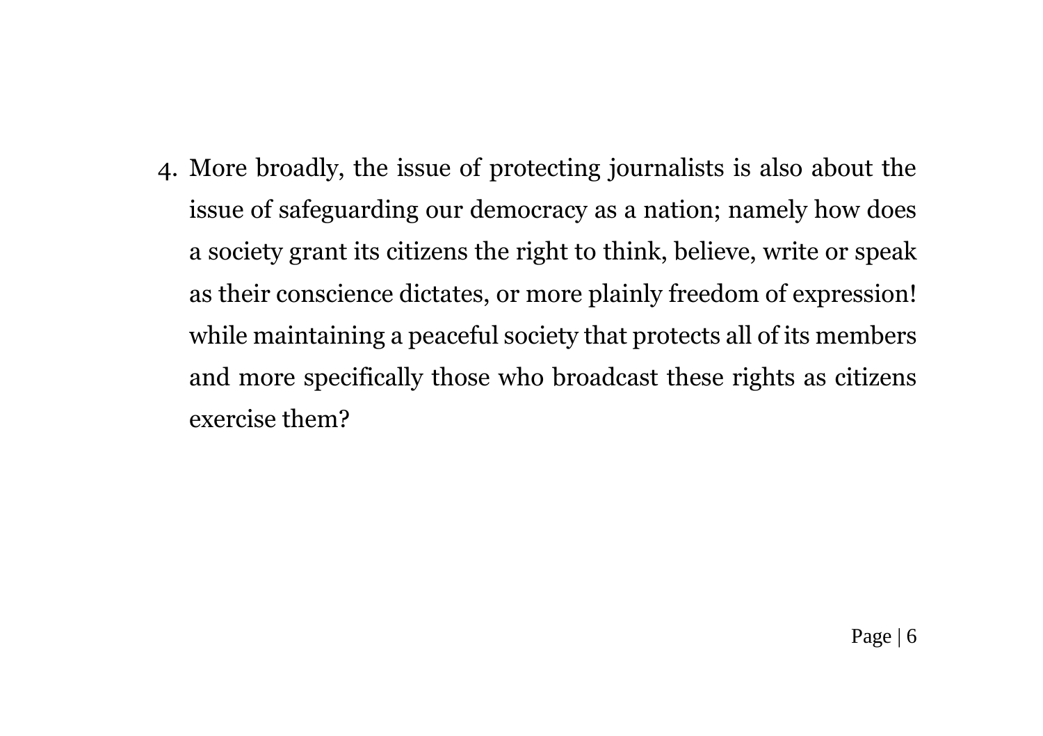4. More broadly, the issue of protecting journalists is also about the issue of safeguarding our democracy as a nation; namely how does a society grant its citizens the right to think, believe, write or speak as their conscience dictates, or more plainly freedom of expression! while maintaining a peaceful society that protects all of its members and more specifically those who broadcast these rights as citizens exercise them?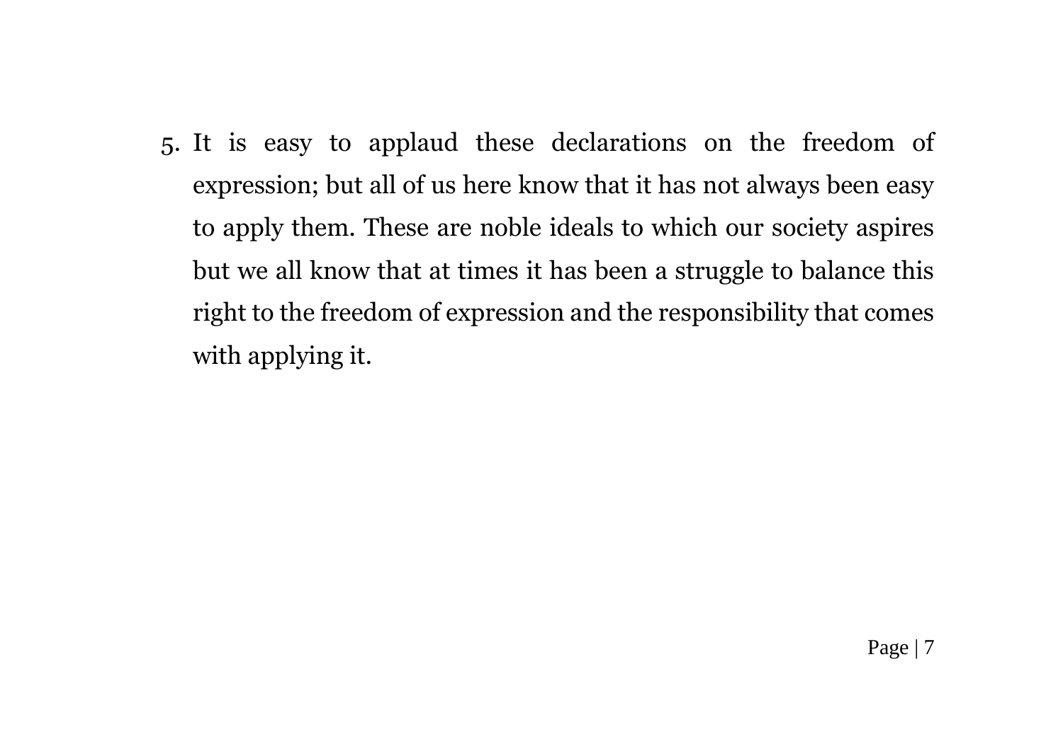5. It is easy to applaud these declarations on the freedom of expression; but all of us here know that it has not always been easy to apply them. These are noble ideals to which our society aspires but we all know that at times it has been a struggle to balance this right to the freedom of expression and the responsibility that comes with applying it.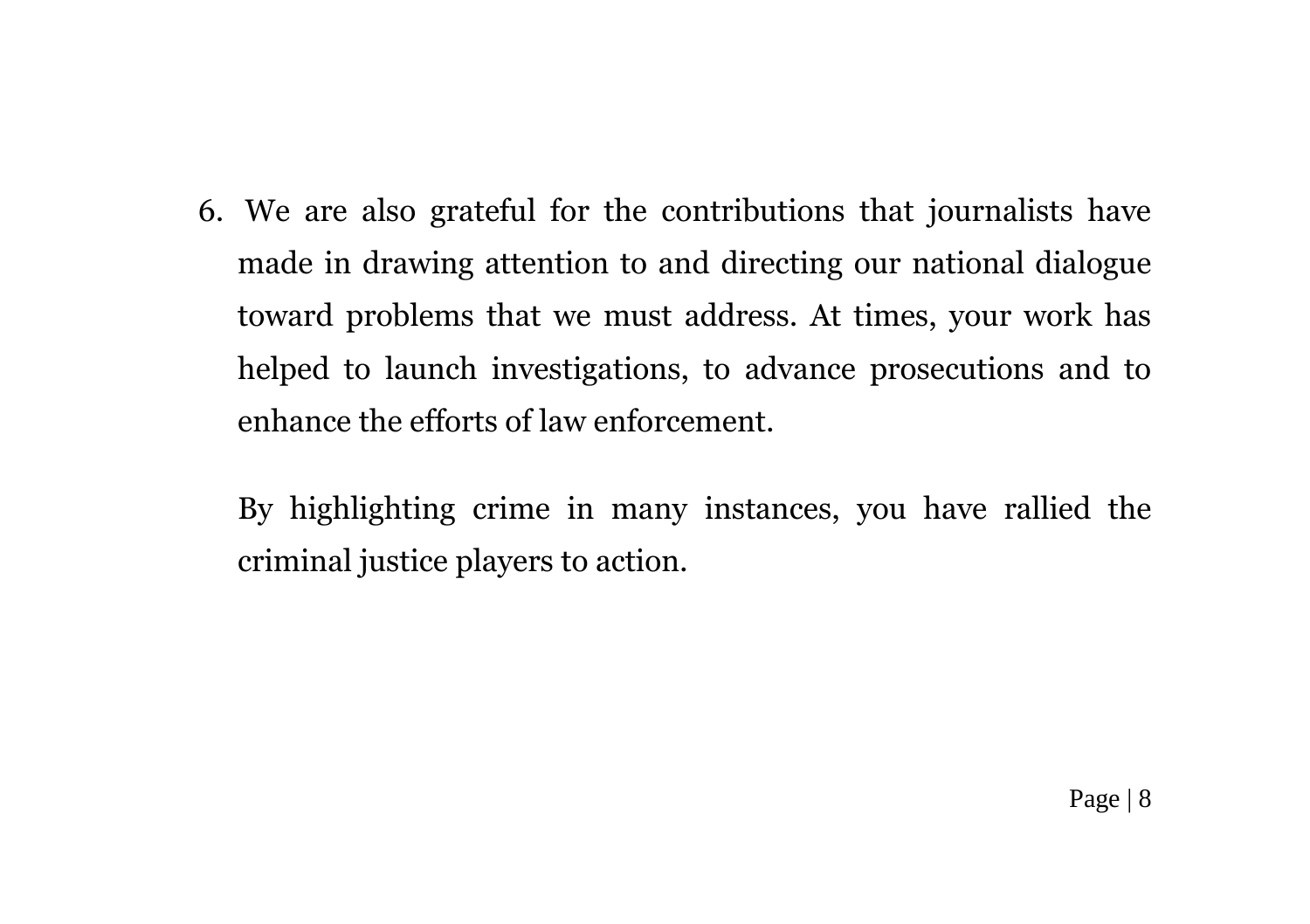6. We are also grateful for the contributions that journalists have made in drawing attention to and directing our national dialogue toward problems that we must address. At times, your work has helped to launch investigations, to advance prosecutions and to enhance the efforts of law enforcement.

   By highlighting crime in many instances, you have rallied the criminal justice players to action.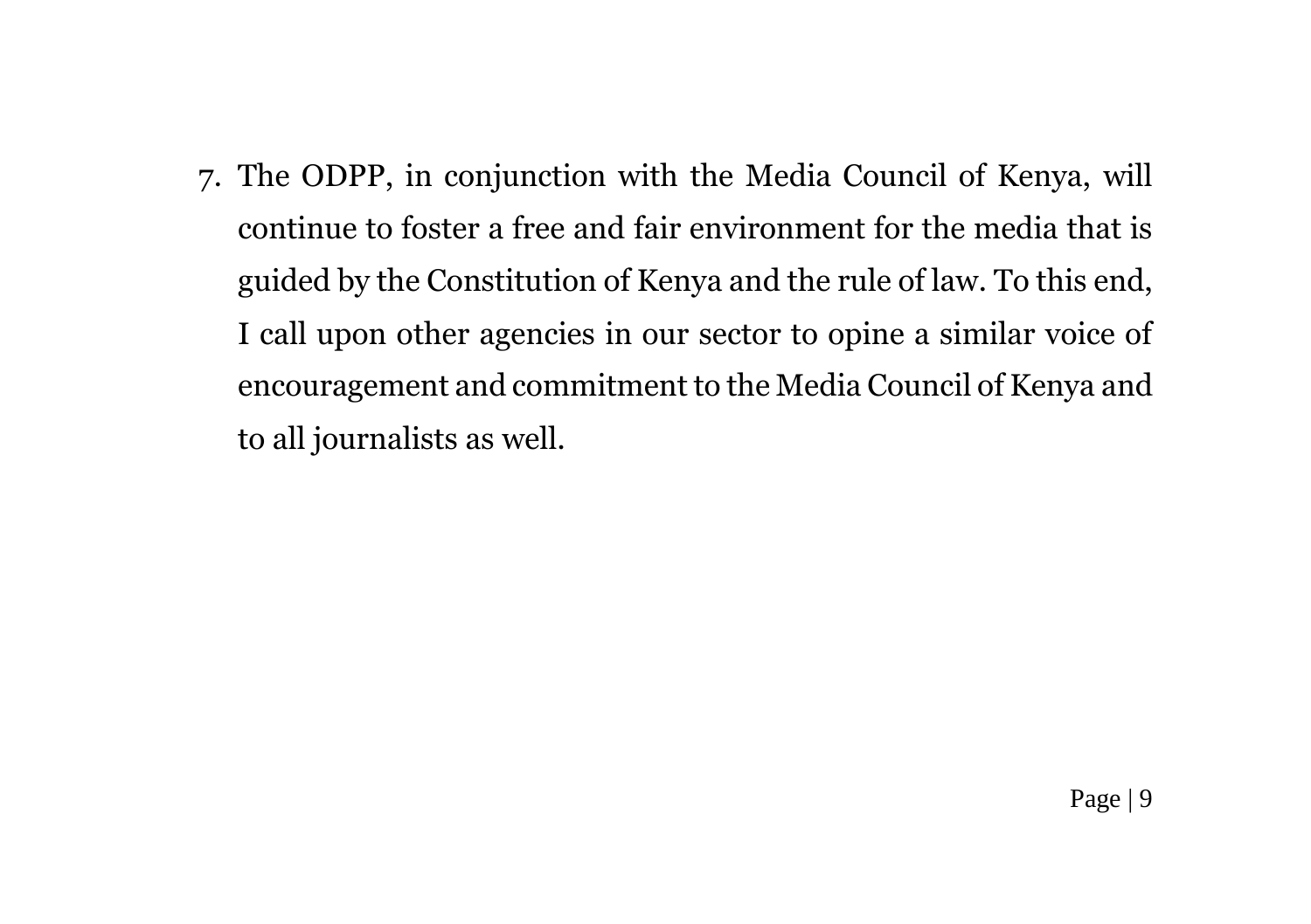7. The ODPP, in conjunction with the Media Council of Kenya, will continue to foster a free and fair environment for the media that is guided by the Constitution of Kenya and the rule of law. To this end, I call upon other agencies in our sector to opine a similar voice of encouragement and commitment to the Media Council of Kenya and to all journalists as well.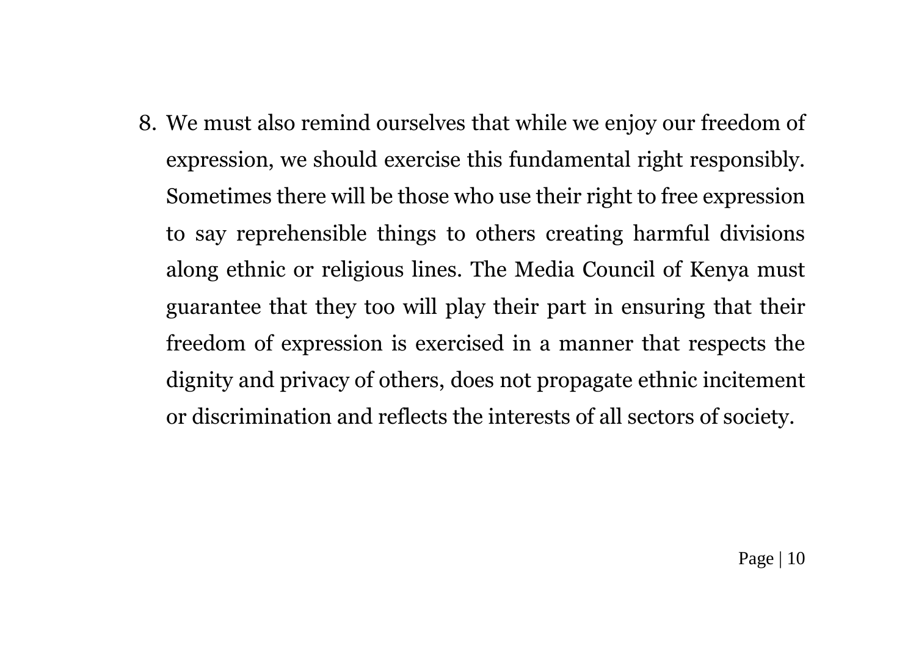8. We must also remind ourselves that while we enjoy our freedom of expression, we should exercise this fundamental right responsibly. Sometimes there will be those who use their right to free expression to say reprehensible things to others creating harmful divisions along ethnic or religious lines. The Media Council of Kenya must guarantee that they too will play their part in ensuring that their freedom of expression is exercised in a manner that respects the dignity and privacy of others, does not propagate ethnic incitement or discrimination and reflects the interests of all sectors of society.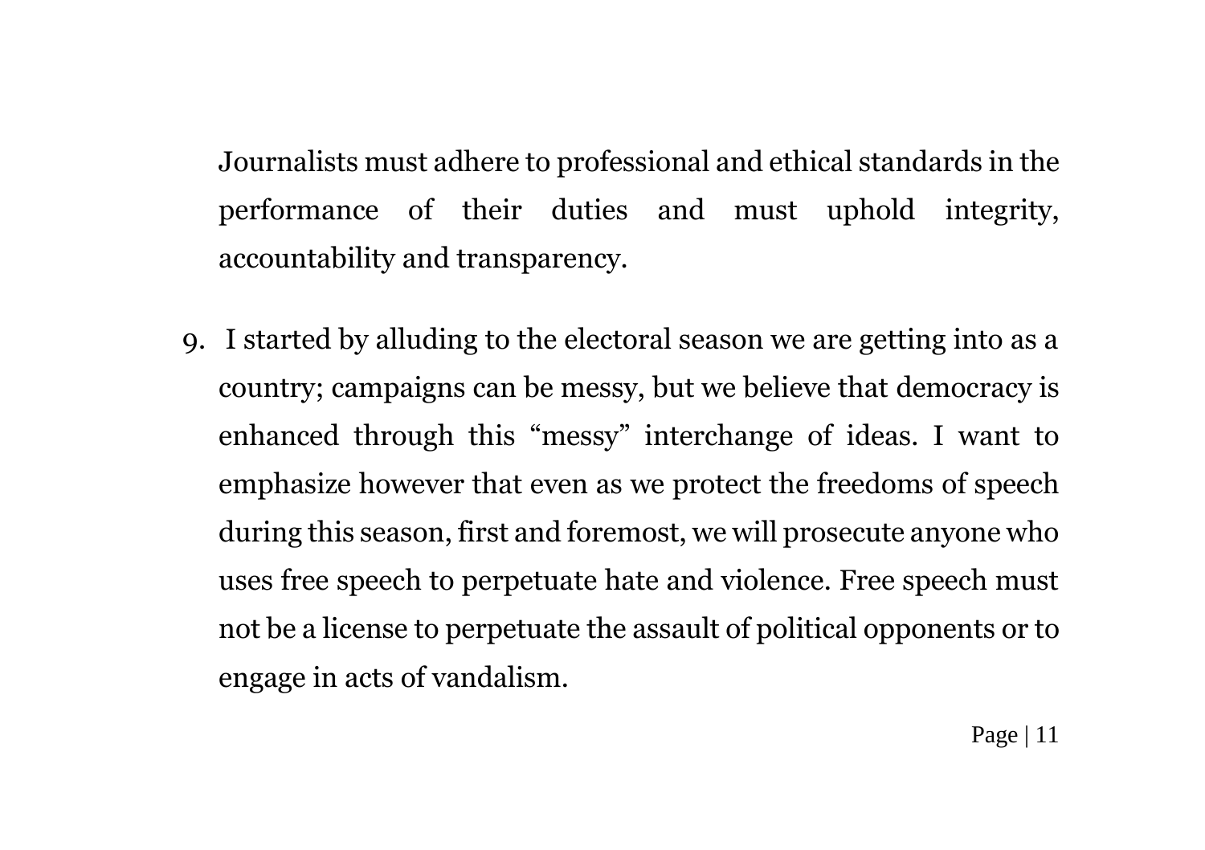Journalists must adhere to professional and ethical standards in the performance of their duties and must uphold integrity, accountability and transparency.

9. I started by alluding to the electoral season we are getting into as a country; campaigns can be messy, but we believe that democracy is enhanced through this "messy" interchange of ideas. I want to emphasize however that even as we protect the freedoms of speech during this season, first and foremost, we will prosecute anyone who uses free speech to perpetuate hate and violence. Free speech must not be a license to perpetuate the assault of political opponents or to engage in acts of vandalism.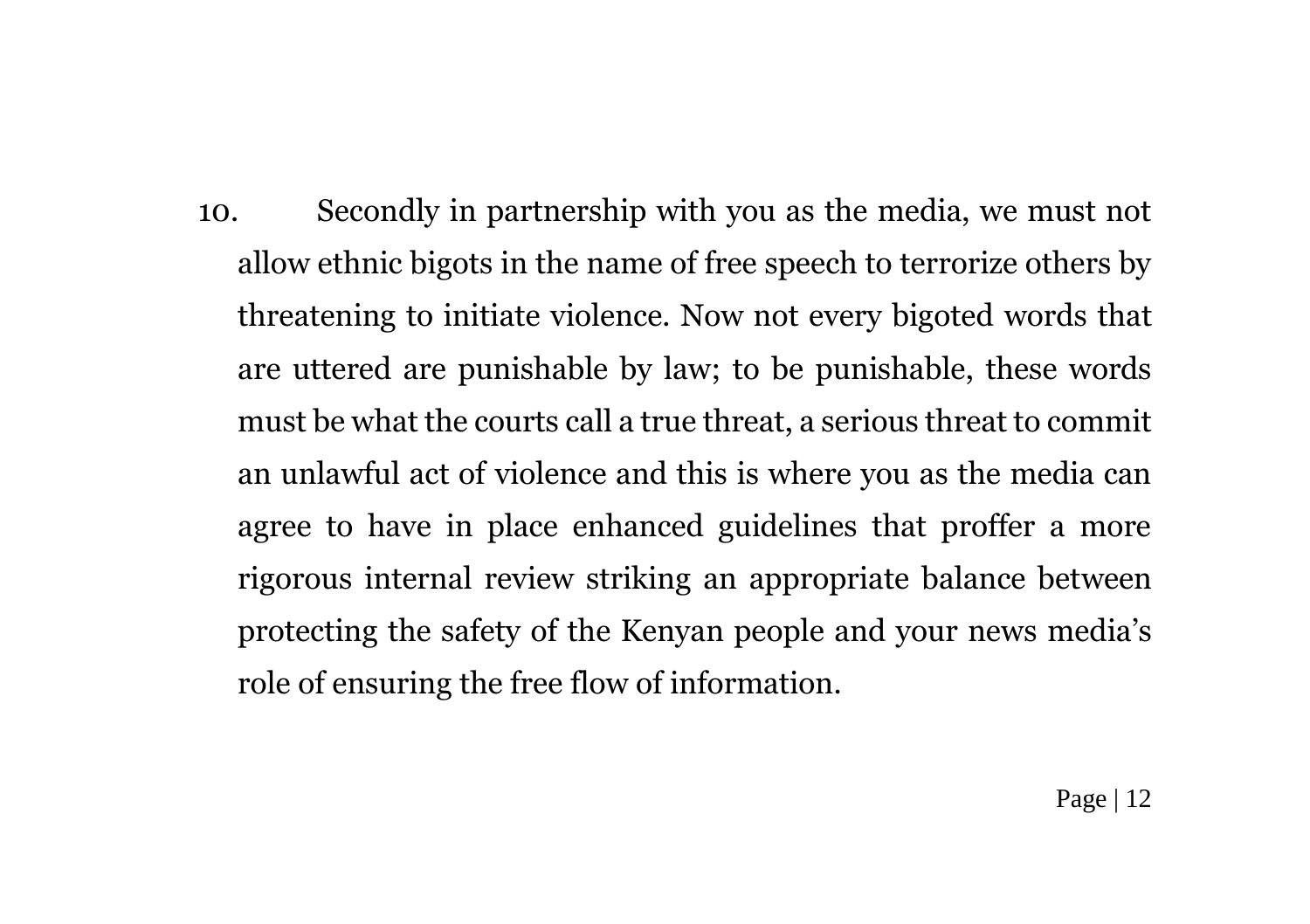10. Secondly in partnership with you as the media, we must not allow ethnic bigots in the name of free speech to terrorize others by threatening to initiate violence. Now not every bigoted words that are uttered are punishable by law; to be punishable, these words must be what the courts call a true threat, a serious threat to commit an unlawful act of violence and this is where you as the media can agree to have in place enhanced guidelines that proffer a more rigorous internal review striking an appropriate balance between protecting the safety of the Kenyan people and your news media's role of ensuring the free flow of information.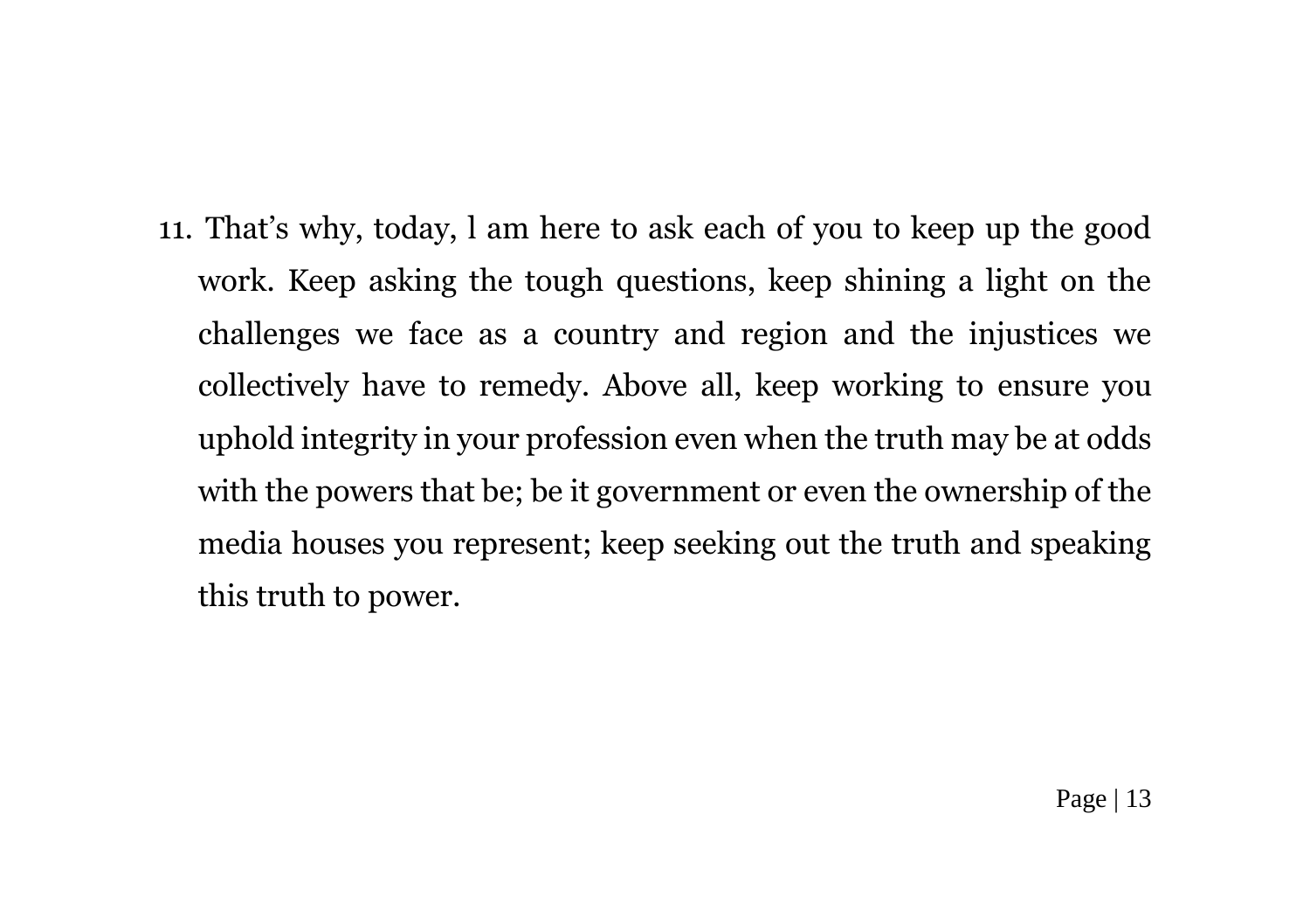11. That’s why, today, l am here to ask each of you to keep up the good work. Keep asking the tough questions, keep shining a light on the challenges we face as a country and region and the injustices we collectively have to remedy. Above all, keep working to ensure you uphold integrity in your profession even when the truth may be at odds with the powers that be; be it government or even the ownership of the media houses you represent; keep seeking out the truth and speaking this truth to power.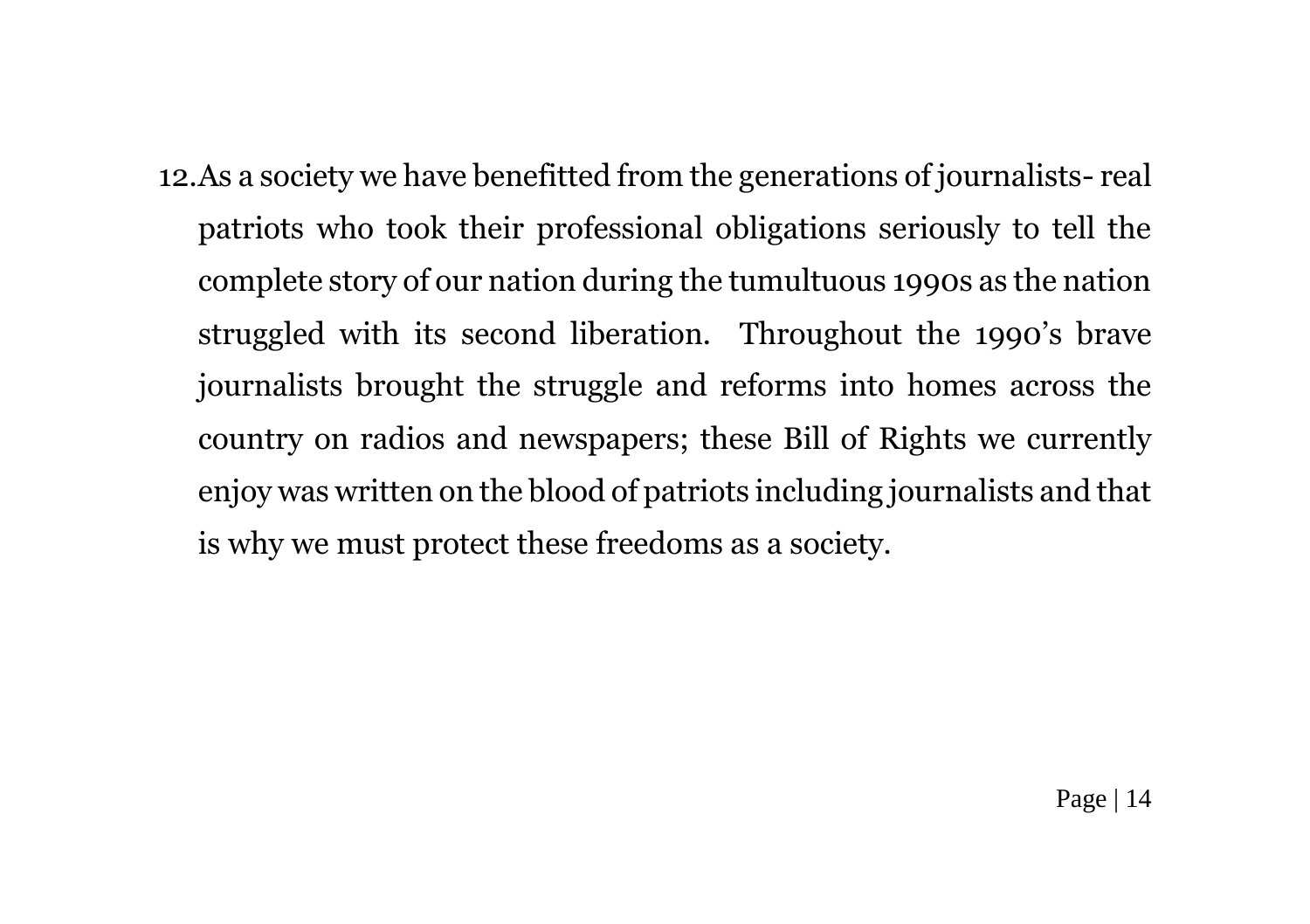12. As a society we have benefitted from the generations of journalists- real patriots who took their professional obligations seriously to tell the complete story of our nation during the tumultuous 1990s as the nation struggled with its second liberation. Throughout the 1990's brave journalists brought the struggle and reforms into homes across the country on radios and newspapers; these Bill of Rights we currently enjoy was written on the blood of patriots including journalists and that is why we must protect these freedoms as a society.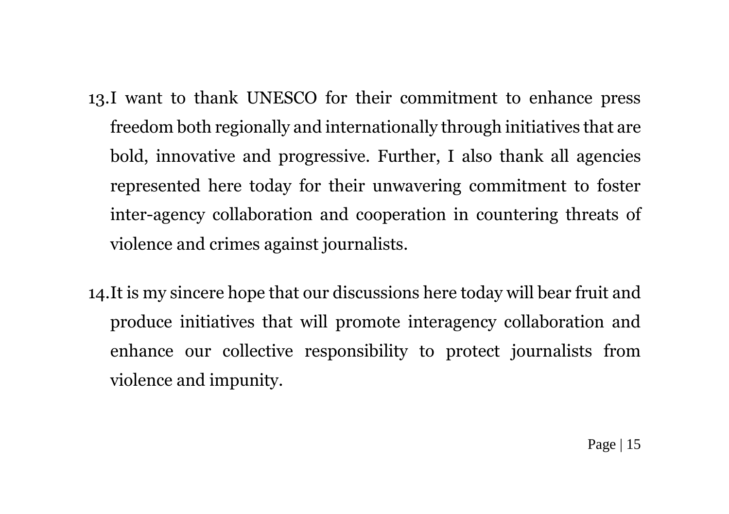13. I want to thank UNESCO for their commitment to enhance press freedom both regionally and internationally through initiatives that are bold, innovative and progressive. Further, I also thank all agencies represented here today for their unwavering commitment to foster inter-agency collaboration and cooperation in countering threats of violence and crimes against journalists.

14. It is my sincere hope that our discussions here today will bear fruit and produce initiatives that will promote interagency collaboration and enhance our collective responsibility to protect journalists from violence and impunity.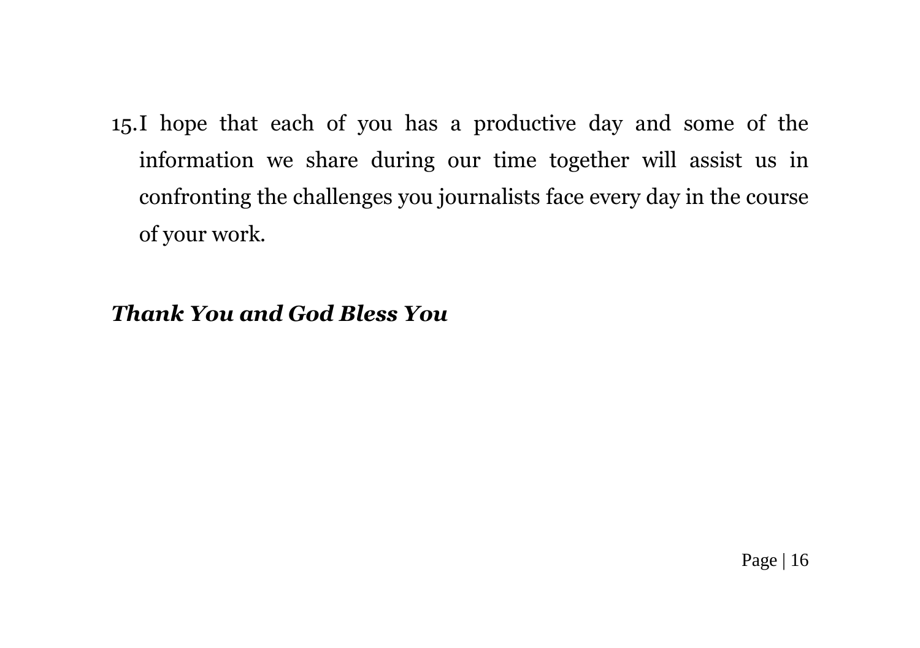15. I hope that each of you has a productive day and some of the information we share during our time together will assist us in confronting the challenges you journalists face every day in the course of your work.

***Thank You and God Bless You***